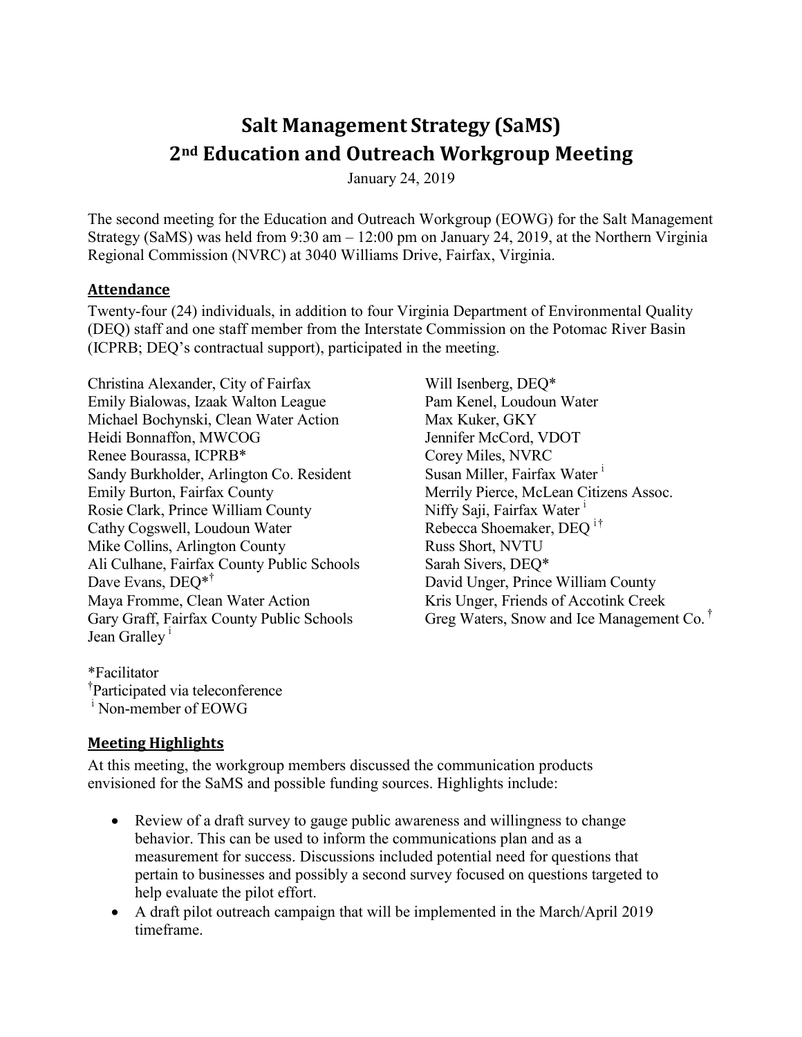# Salt Management Strategy (SaMS)

## 2nd Education and Outreach Workgroup Meeting

January 24, 2019

The second meeting for the Education and Outreach Workgroup (EOWG) for the Salt Management Strategy (SaMS) was held from 9:30 am – 12:00 pm on January 24, 2019, at the Northern Virginia Regional Commission (NVRC) at 3040 Williams Drive, Fairfax, Virginia.

### Attendance

Twenty-four (24) individuals, in addition to four Virginia Department of Environmental Quality (DEQ) staff and one staff member from the Interstate Commission on the Potomac River Basin (ICPRB; DEQ's contractual support), participated in the meeting.

Christina Alexander, City of Fairfax
Emily Bialowas, Izaak Walton League
Michael Bochynski, Clean Water Action
Heidi Bonnaffon, MWCOG
Renee Bourassa, ICPRB*
Sandy Burkholder, Arlington Co. Resident
Emily Burton, Fairfax County
Rosie Clark, Prince William County
Cathy Cogswell, Loudoun Water
Mike Collins, Arlington County
Ali Culhane, Fairfax County Public Schools
Dave Evans, DEQ*†
Maya Fromme, Clean Water Action
Gary Graff, Fairfax County Public Schools
Jean Gralley [i]
Will Isenberg, DEQ*
Pam Kenel, Loudoun Water
Max Kuker, GKY
Jennifer McCord, VDOT
Corey Miles, NVRC
Susan Miller, Fairfax Water [i]
Merrily Pierce, McLean Citizens Assoc.
Niffy Saji, Fairfax Water [i]
Rebecca Shoemaker, DEQ [i]†
Russ Short, NVTU
Sarah Sivers, DEQ*
David Unger, Prince William County
Kris Unger, Friends of Accotink Creek
Greg Waters, Snow and Ice Management Co. †

*Facilitator
†Participated via teleconference
[i] Non-member of EOWG

### Meeting Highlights

At this meeting, the workgroup members discussed the communication products envisioned for the SaMS and possible funding sources. Highlights include:

- Review of a draft survey to gauge public awareness and willingness to change behavior. This can be used to inform the communications plan and as a measurement for success. Discussions included potential need for questions that pertain to businesses and possibly a second survey focused on questions targeted to help evaluate the pilot effort.
- A draft pilot outreach campaign that will be implemented in the March/April 2019 timeframe.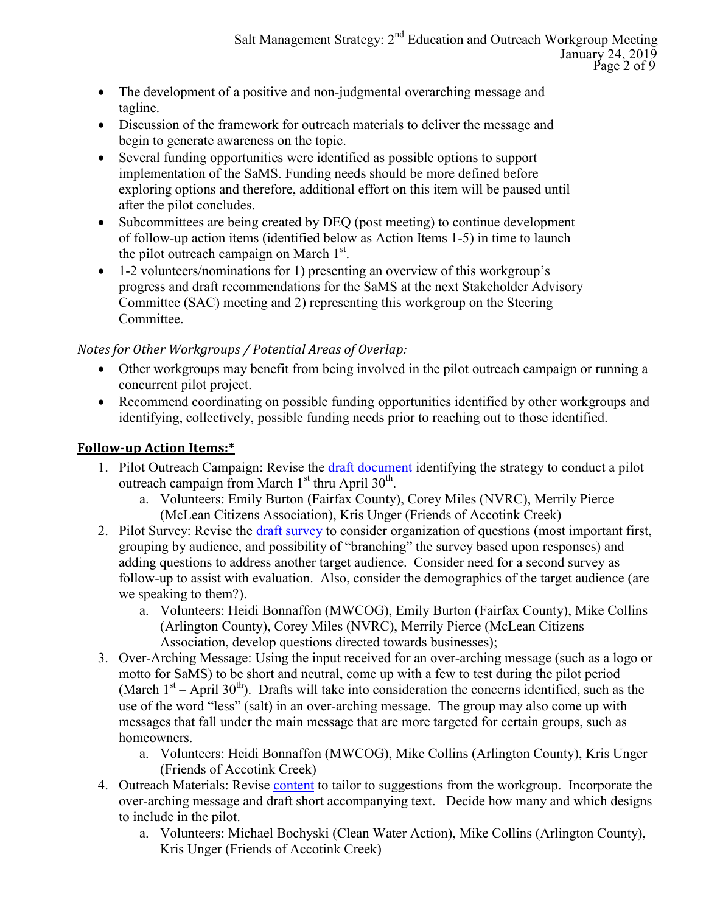- The development of a positive and non-judgmental overarching message and tagline.
- Discussion of the framework for outreach materials to deliver the message and begin to generate awareness on the topic.
- Several funding opportunities were identified as possible options to support implementation of the SaMS. Funding needs should be more defined before exploring options and therefore, additional effort on this item will be paused until after the pilot concludes.
- Subcommittees are being created by DEQ (post meeting) to continue development of follow-up action items (identified below as Action Items 1-5) in time to launch the pilot outreach campaign on March 1st.
- 1-2 volunteers/nominations for 1) presenting an overview of this workgroup's progress and draft recommendations for the SaMS at the next Stakeholder Advisory Committee (SAC) meeting and 2) representing this workgroup on the Steering Committee.

*Notes for Other Workgroups / Potential Areas of Overlap:*

- Other workgroups may benefit from being involved in the pilot outreach campaign or running a concurrent pilot project.
- Recommend coordinating on possible funding opportunities identified by other workgroups and identifying, collectively, possible funding needs prior to reaching out to those identified.

## **Follow-up Action Items:***

1. Pilot Outreach Campaign: Revise the draft document identifying the strategy to conduct a pilot outreach campaign from March 1st thru April 30th.
    a. Volunteers: Emily Burton (Fairfax County), Corey Miles (NVRC), Merrily Pierce (McLean Citizens Association), Kris Unger (Friends of Accotink Creek)
2. Pilot Survey: Revise the draft survey to consider organization of questions (most important first, grouping by audience, and possibility of "branching" the survey based upon responses) and adding questions to address another target audience. Consider need for a second survey as follow-up to assist with evaluation. Also, consider the demographics of the target audience (are we speaking to them?).
    a. Volunteers: Heidi Bonnaffon (MWCOG), Emily Burton (Fairfax County), Mike Collins (Arlington County), Corey Miles (NVRC), Merrily Pierce (McLean Citizens Association, develop questions directed towards businesses);
3. Over-Arching Message: Using the input received for an over-arching message (such as a logo or motto for SaMS) to be short and neutral, come up with a few to test during the pilot period (March 1st – April 30th). Drafts will take into consideration the concerns identified, such as the use of the word "less" (salt) in an over-arching message. The group may also come up with messages that fall under the main message that are more targeted for certain groups, such as homeowners.
    a. Volunteers: Heidi Bonnaffon (MWCOG), Mike Collins (Arlington County), Kris Unger (Friends of Accotink Creek)
4. Outreach Materials: Revise content to tailor to suggestions from the workgroup. Incorporate the over-arching message and draft short accompanying text. Decide how many and which designs to include in the pilot.
    a. Volunteers: Michael Bochyski (Clean Water Action), Mike Collins (Arlington County), Kris Unger (Friends of Accotink Creek)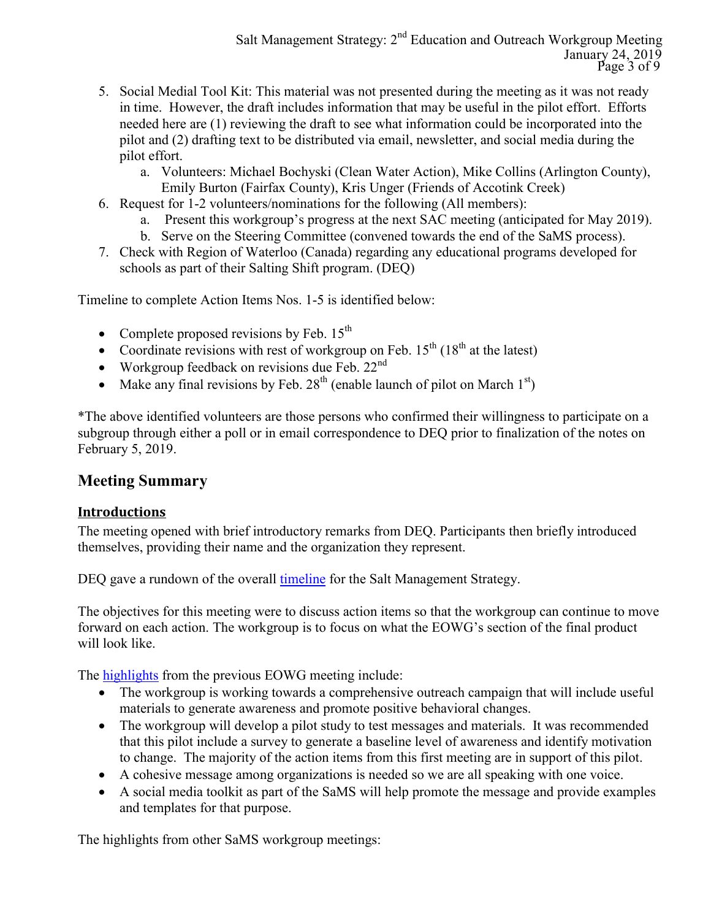5. Social Medial Tool Kit: This material was not presented during the meeting as it was not ready in time. However, the draft includes information that may be useful in the pilot effort. Efforts needed here are (1) reviewing the draft to see what information could be incorporated into the pilot and (2) drafting text to be distributed via email, newsletter, and social media during the pilot effort.
   a. Volunteers: Michael Bochyski (Clean Water Action), Mike Collins (Arlington County), Emily Burton (Fairfax County), Kris Unger (Friends of Accotink Creek)
6. Request for 1-2 volunteers/nominations for the following (All members):
   a. Present this workgroup's progress at the next SAC meeting (anticipated for May 2019).
   b. Serve on the Steering Committee (convened towards the end of the SaMS process).
7. Check with Region of Waterloo (Canada) regarding any educational programs developed for schools as part of their Salting Shift program. (DEQ)

Timeline to complete Action Items Nos. 1-5 is identified below:

- Complete proposed revisions by Feb. 15th
- Coordinate revisions with rest of workgroup on Feb. 15th (18th at the latest)
- Workgroup feedback on revisions due Feb. 22nd
- Make any final revisions by Feb. 28th (enable launch of pilot on March 1st)

*The above identified volunteers are those persons who confirmed their willingness to participate on a subgroup through either a poll or in email correspondence to DEQ prior to finalization of the notes on February 5, 2019.

## Meeting Summary

### Introductions

The meeting opened with brief introductory remarks from DEQ. Participants then briefly introduced themselves, providing their name and the organization they represent.

DEQ gave a rundown of the overall timeline for the Salt Management Strategy.

The objectives for this meeting were to discuss action items so that the workgroup can continue to move forward on each action. The workgroup is to focus on what the EOWG's section of the final product will look like.

The highlights from the previous EOWG meeting include:

- The workgroup is working towards a comprehensive outreach campaign that will include useful materials to generate awareness and promote positive behavioral changes.
- The workgroup will develop a pilot study to test messages and materials. It was recommended that this pilot include a survey to generate a baseline level of awareness and identify motivation to change. The majority of the action items from this first meeting are in support of this pilot.
- A cohesive message among organizations is needed so we are all speaking with one voice.
- A social media toolkit as part of the SaMS will help promote the message and provide examples and templates for that purpose.

The highlights from other SaMS workgroup meetings: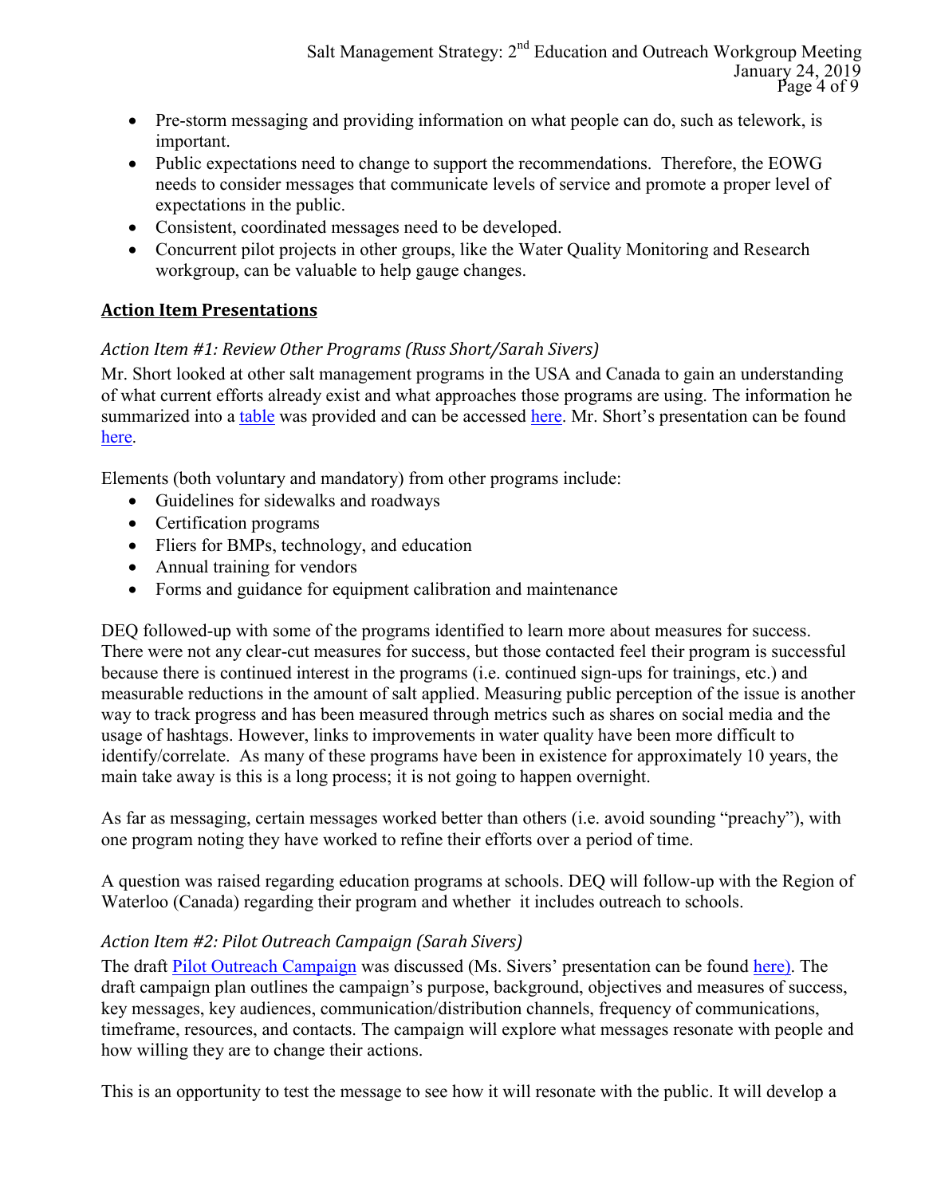- Pre-storm messaging and providing information on what people can do, such as telework, is important.
- Public expectations need to change to support the recommendations. Therefore, the EOWG needs to consider messages that communicate levels of service and promote a proper level of expectations in the public.
- Consistent, coordinated messages need to be developed.
- Concurrent pilot projects in other groups, like the Water Quality Monitoring and Research workgroup, can be valuable to help gauge changes.

## Action Item Presentations

### *Action Item #1: Review Other Programs (Russ Short/Sarah Sivers)*

Mr. Short looked at other salt management programs in the USA and Canada to gain an understanding of what current efforts already exist and what approaches those programs are using. The information he summarized into a table was provided and can be accessed here. Mr. Short's presentation can be found here.

Elements (both voluntary and mandatory) from other programs include:

- Guidelines for sidewalks and roadways
- Certification programs
- Fliers for BMPs, technology, and education
- Annual training for vendors
- Forms and guidance for equipment calibration and maintenance

DEQ followed-up with some of the programs identified to learn more about measures for success. There were not any clear-cut measures for success, but those contacted feel their program is successful because there is continued interest in the programs (i.e. continued sign-ups for trainings, etc.) and measurable reductions in the amount of salt applied. Measuring public perception of the issue is another way to track progress and has been measured through metrics such as shares on social media and the usage of hashtags. However, links to improvements in water quality have been more difficult to identify/correlate. As many of these programs have been in existence for approximately 10 years, the main take away is this is a long process; it is not going to happen overnight.

As far as messaging, certain messages worked better than others (i.e. avoid sounding "preachy"), with one program noting they have worked to refine their efforts over a period of time.

A question was raised regarding education programs at schools. DEQ will follow-up with the Region of Waterloo (Canada) regarding their program and whether it includes outreach to schools.

### *Action Item #2: Pilot Outreach Campaign (Sarah Sivers)*

The draft Pilot Outreach Campaign was discussed (Ms. Sivers' presentation can be found here). The draft campaign plan outlines the campaign's purpose, background, objectives and measures of success, key messages, key audiences, communication/distribution channels, frequency of communications, timeframe, resources, and contacts. The campaign will explore what messages resonate with people and how willing they are to change their actions.

This is an opportunity to test the message to see how it will resonate with the public. It will develop a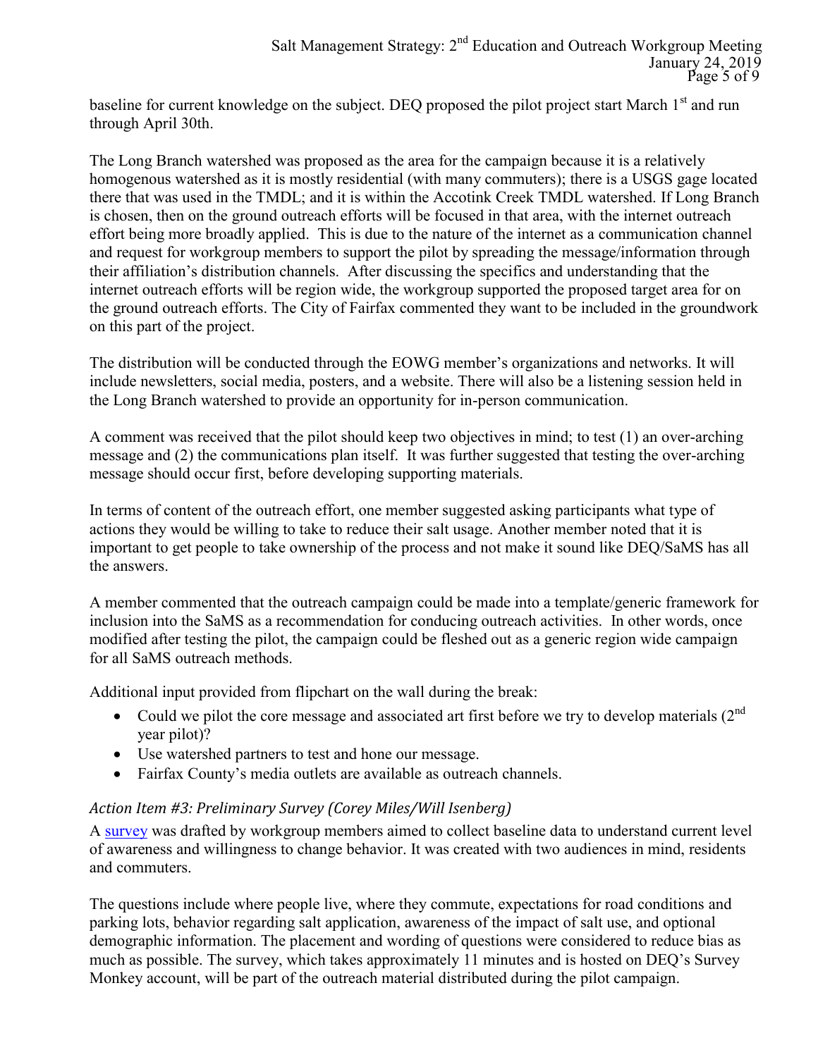baseline for current knowledge on the subject. DEQ proposed the pilot project start March 1st and run through April 30th.

The Long Branch watershed was proposed as the area for the campaign because it is a relatively homogenous watershed as it is mostly residential (with many commuters); there is a USGS gage located there that was used in the TMDL; and it is within the Accotink Creek TMDL watershed. If Long Branch is chosen, then on the ground outreach efforts will be focused in that area, with the internet outreach effort being more broadly applied. This is due to the nature of the internet as a communication channel and request for workgroup members to support the pilot by spreading the message/information through their affiliation's distribution channels. After discussing the specifics and understanding that the internet outreach efforts will be region wide, the workgroup supported the proposed target area for on the ground outreach efforts. The City of Fairfax commented they want to be included in the groundwork on this part of the project.

The distribution will be conducted through the EOWG member's organizations and networks. It will include newsletters, social media, posters, and a website. There will also be a listening session held in the Long Branch watershed to provide an opportunity for in-person communication.

A comment was received that the pilot should keep two objectives in mind; to test (1) an over-arching message and (2) the communications plan itself. It was further suggested that testing the over-arching message should occur first, before developing supporting materials.

In terms of content of the outreach effort, one member suggested asking participants what type of actions they would be willing to take to reduce their salt usage. Another member noted that it is important to get people to take ownership of the process and not make it sound like DEQ/SaMS has all the answers.

A member commented that the outreach campaign could be made into a template/generic framework for inclusion into the SaMS as a recommendation for conducing outreach activities. In other words, once modified after testing the pilot, the campaign could be fleshed out as a generic region wide campaign for all SaMS outreach methods.

Additional input provided from flipchart on the wall during the break:

- Could we pilot the core message and associated art first before we try to develop materials (2nd year pilot)?
- Use watershed partners to test and hone our message.
- Fairfax County's media outlets are available as outreach channels.

### *Action Item #3: Preliminary Survey (Corey Miles/Will Isenberg)*

A survey was drafted by workgroup members aimed to collect baseline data to understand current level of awareness and willingness to change behavior. It was created with two audiences in mind, residents and commuters.

The questions include where people live, where they commute, expectations for road conditions and parking lots, behavior regarding salt application, awareness of the impact of salt use, and optional demographic information. The placement and wording of questions were considered to reduce bias as much as possible. The survey, which takes approximately 11 minutes and is hosted on DEQ's Survey Monkey account, will be part of the outreach material distributed during the pilot campaign.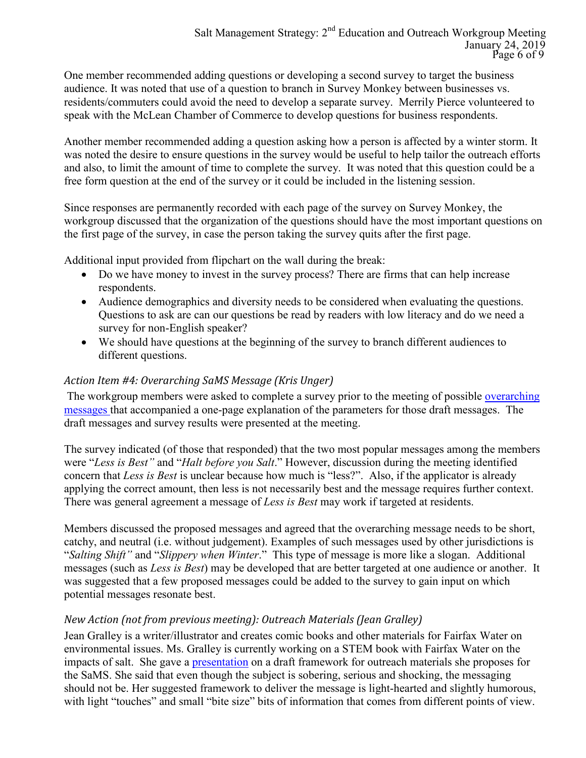One member recommended adding questions or developing a second survey to target the business audience. It was noted that use of a question to branch in Survey Monkey between businesses vs. residents/commuters could avoid the need to develop a separate survey. Merrily Pierce volunteered to speak with the McLean Chamber of Commerce to develop questions for business respondents.

Another member recommended adding a question asking how a person is affected by a winter storm. It was noted the desire to ensure questions in the survey would be useful to help tailor the outreach efforts and also, to limit the amount of time to complete the survey. It was noted that this question could be a free form question at the end of the survey or it could be included in the listening session.

Since responses are permanently recorded with each page of the survey on Survey Monkey, the workgroup discussed that the organization of the questions should have the most important questions on the first page of the survey, in case the person taking the survey quits after the first page.

Additional input provided from flipchart on the wall during the break:

- Do we have money to invest in the survey process? There are firms that can help increase respondents.
- Audience demographics and diversity needs to be considered when evaluating the questions. Questions to ask are can our questions be read by readers with low literacy and do we need a survey for non-English speaker?
- We should have questions at the beginning of the survey to branch different audiences to different questions.

### *Action Item #4: Overarching SaMS Message (Kris Unger)*

The workgroup members were asked to complete a survey prior to the meeting of possible overarching messages that accompanied a one-page explanation of the parameters for those draft messages. The draft messages and survey results were presented at the meeting.

The survey indicated (of those that responded) that the two most popular messages among the members were "*Less is Best"* and "*Halt before you Salt*." However, discussion during the meeting identified concern that *Less is Best* is unclear because how much is "less?". Also, if the applicator is already applying the correct amount, then less is not necessarily best and the message requires further context. There was general agreement a message of *Less is Best* may work if targeted at residents.

Members discussed the proposed messages and agreed that the overarching message needs to be short, catchy, and neutral (i.e. without judgement). Examples of such messages used by other jurisdictions is "*Salting Shift"* and "*Slippery when Winter*." This type of message is more like a slogan. Additional messages (such as *Less is Best*) may be developed that are better targeted at one audience or another. It was suggested that a few proposed messages could be added to the survey to gain input on which potential messages resonate best.

### *New Action (not from previous meeting): Outreach Materials (Jean Gralley)*

Jean Gralley is a writer/illustrator and creates comic books and other materials for Fairfax Water on environmental issues. Ms. Gralley is currently working on a STEM book with Fairfax Water on the impacts of salt. She gave a presentation on a draft framework for outreach materials she proposes for the SaMS. She said that even though the subject is sobering, serious and shocking, the messaging should not be. Her suggested framework to deliver the message is light-hearted and slightly humorous, with light "touches" and small "bite size" bits of information that comes from different points of view.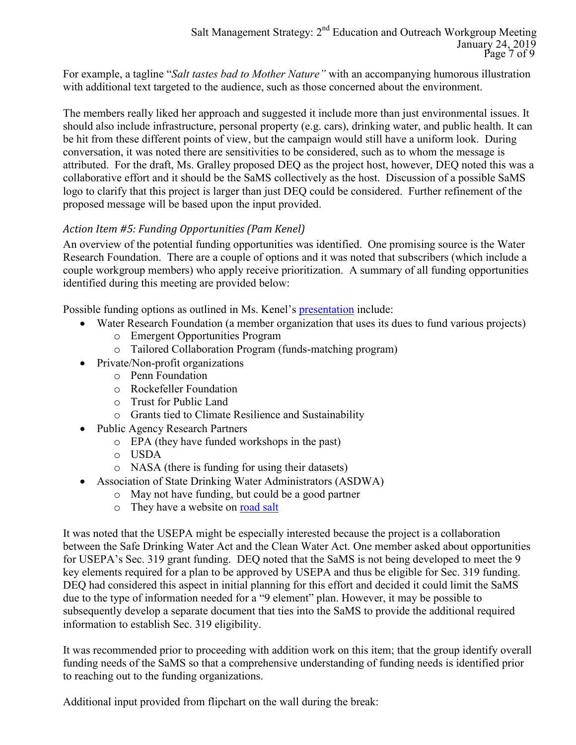For example, a tagline "*Salt tastes bad to Mother Nature"* with an accompanying humorous illustration with additional text targeted to the audience, such as those concerned about the environment.

The members really liked her approach and suggested it include more than just environmental issues. It should also include infrastructure, personal property (e.g. cars), drinking water, and public health. It can be hit from these different points of view, but the campaign would still have a uniform look. During conversation, it was noted there are sensitivities to be considered, such as to whom the message is attributed. For the draft, Ms. Gralley proposed DEQ as the project host, however, DEQ noted this was a collaborative effort and it should be the SaMS collectively as the host. Discussion of a possible SaMS logo to clarify that this project is larger than just DEQ could be considered. Further refinement of the proposed message will be based upon the input provided.

### *Action Item #5: Funding Opportunities (Pam Kenel)*

An overview of the potential funding opportunities was identified. One promising source is the Water Research Foundation. There are a couple of options and it was noted that subscribers (which include a couple workgroup members) who apply receive prioritization. A summary of all funding opportunities identified during this meeting are provided below:

Possible funding options as outlined in Ms. Kenel's [presentation] include:

- Water Research Foundation (a member organization that uses its dues to fund various projects)
  - Emergent Opportunities Program
  - Tailored Collaboration Program (funds-matching program)
- Private/Non-profit organizations
  - Penn Foundation
  - Rockefeller Foundation
  - Trust for Public Land
  - Grants tied to Climate Resilience and Sustainability
- Public Agency Research Partners
  - EPA (they have funded workshops in the past)
  - USDA
  - NASA (there is funding for using their datasets)
- Association of State Drinking Water Administrators (ASDWA)
  - May not have funding, but could be a good partner
  - They have a website on [road salt]

It was noted that the USEPA might be especially interested because the project is a collaboration between the Safe Drinking Water Act and the Clean Water Act. One member asked about opportunities for USEPA's Sec. 319 grant funding. DEQ noted that the SaMS is not being developed to meet the 9 key elements required for a plan to be approved by USEPA and thus be eligible for Sec. 319 funding. DEQ had considered this aspect in initial planning for this effort and decided it could limit the SaMS due to the type of information needed for a "9 element" plan. However, it may be possible to subsequently develop a separate document that ties into the SaMS to provide the additional required information to establish Sec. 319 eligibility.

It was recommended prior to proceeding with addition work on this item; that the group identify overall funding needs of the SaMS so that a comprehensive understanding of funding needs is identified prior to reaching out to the funding organizations.

Additional input provided from flipchart on the wall during the break: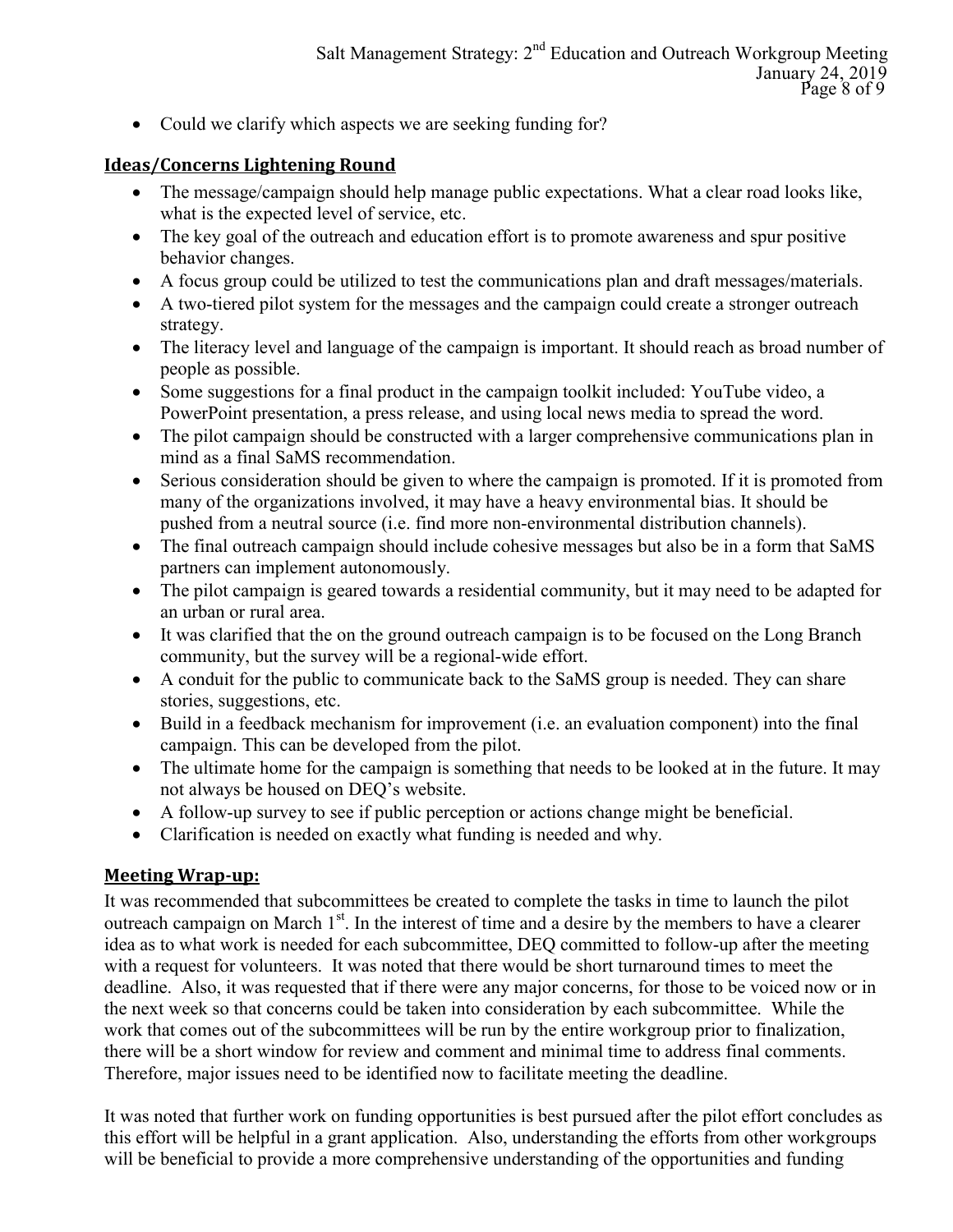- Could we clarify which aspects we are seeking funding for?

## Ideas/Concerns Lightening Round

- The message/campaign should help manage public expectations. What a clear road looks like, what is the expected level of service, etc.
- The key goal of the outreach and education effort is to promote awareness and spur positive behavior changes.
- A focus group could be utilized to test the communications plan and draft messages/materials.
- A two-tiered pilot system for the messages and the campaign could create a stronger outreach strategy.
- The literacy level and language of the campaign is important. It should reach as broad number of people as possible.
- Some suggestions for a final product in the campaign toolkit included: YouTube video, a PowerPoint presentation, a press release, and using local news media to spread the word.
- The pilot campaign should be constructed with a larger comprehensive communications plan in mind as a final SaMS recommendation.
- Serious consideration should be given to where the campaign is promoted. If it is promoted from many of the organizations involved, it may have a heavy environmental bias. It should be pushed from a neutral source (i.e. find more non-environmental distribution channels).
- The final outreach campaign should include cohesive messages but also be in a form that SaMS partners can implement autonomously.
- The pilot campaign is geared towards a residential community, but it may need to be adapted for an urban or rural area.
- It was clarified that the on the ground outreach campaign is to be focused on the Long Branch community, but the survey will be a regional-wide effort.
- A conduit for the public to communicate back to the SaMS group is needed. They can share stories, suggestions, etc.
- Build in a feedback mechanism for improvement (i.e. an evaluation component) into the final campaign. This can be developed from the pilot.
- The ultimate home for the campaign is something that needs to be looked at in the future. It may not always be housed on DEQ's website.
- A follow-up survey to see if public perception or actions change might be beneficial.
- Clarification is needed on exactly what funding is needed and why.

## Meeting Wrap-up:

It was recommended that subcommittees be created to complete the tasks in time to launch the pilot outreach campaign on March 1st. In the interest of time and a desire by the members to have a clearer idea as to what work is needed for each subcommittee, DEQ committed to follow-up after the meeting with a request for volunteers. It was noted that there would be short turnaround times to meet the deadline. Also, it was requested that if there were any major concerns, for those to be voiced now or in the next week so that concerns could be taken into consideration by each subcommittee. While the work that comes out of the subcommittees will be run by the entire workgroup prior to finalization, there will be a short window for review and comment and minimal time to address final comments. Therefore, major issues need to be identified now to facilitate meeting the deadline.

It was noted that further work on funding opportunities is best pursued after the pilot effort concludes as this effort will be helpful in a grant application. Also, understanding the efforts from other workgroups will be beneficial to provide a more comprehensive understanding of the opportunities and funding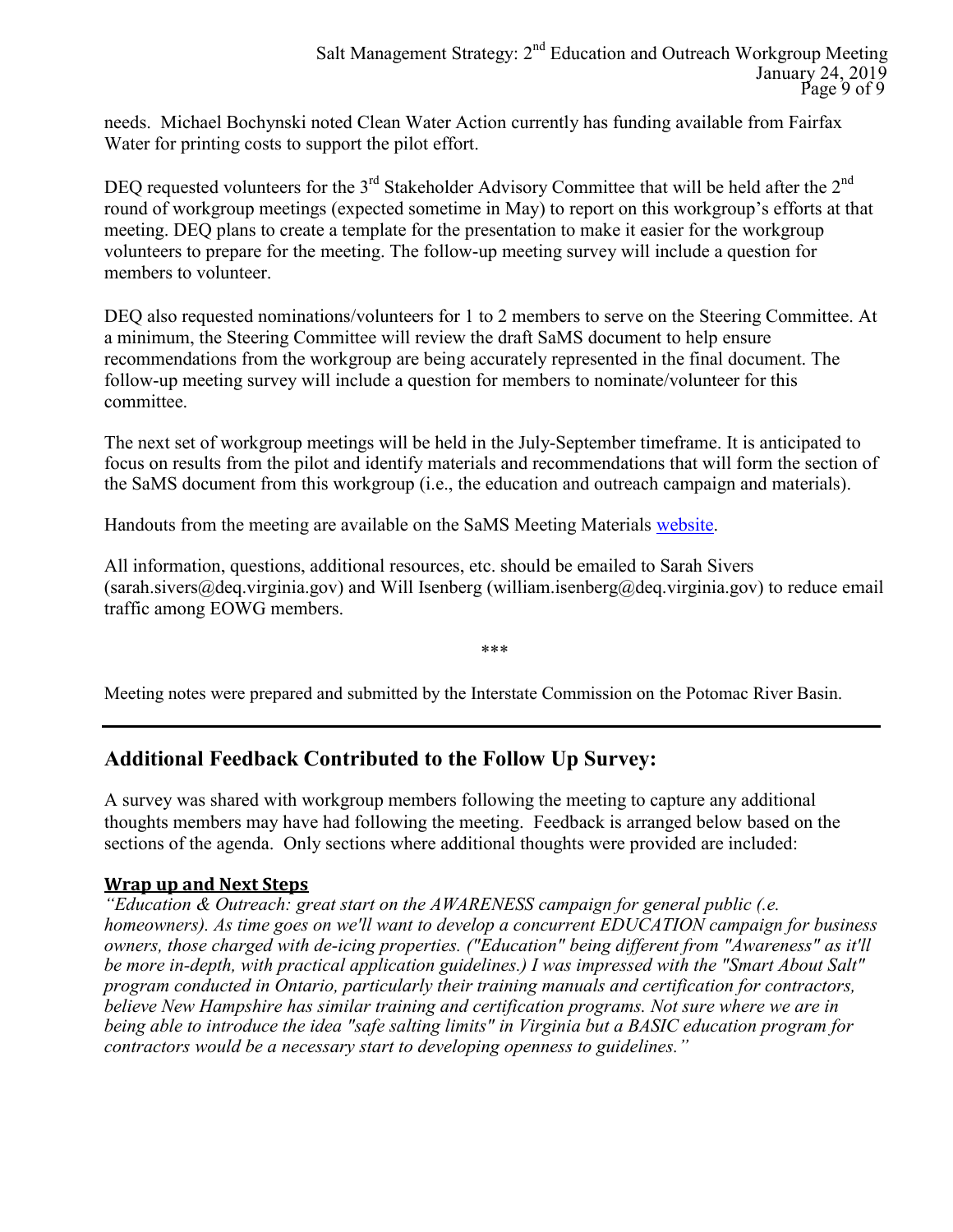needs. Michael Bochynski noted Clean Water Action currently has funding available from Fairfax Water for printing costs to support the pilot effort.

DEQ requested volunteers for the 3rd Stakeholder Advisory Committee that will be held after the 2nd round of workgroup meetings (expected sometime in May) to report on this workgroup's efforts at that meeting. DEQ plans to create a template for the presentation to make it easier for the workgroup volunteers to prepare for the meeting. The follow-up meeting survey will include a question for members to volunteer.

DEQ also requested nominations/volunteers for 1 to 2 members to serve on the Steering Committee. At a minimum, the Steering Committee will review the draft SaMS document to help ensure recommendations from the workgroup are being accurately represented in the final document. The follow-up meeting survey will include a question for members to nominate/volunteer for this committee.

The next set of workgroup meetings will be held in the July-September timeframe. It is anticipated to focus on results from the pilot and identify materials and recommendations that will form the section of the SaMS document from this workgroup (i.e., the education and outreach campaign and materials).

Handouts from the meeting are available on the SaMS Meeting Materials website.

All information, questions, additional resources, etc. should be emailed to Sarah Sivers (sarah.sivers@deq.virginia.gov) and Will Isenberg (william.isenberg@deq.virginia.gov) to reduce email traffic among EOWG members.

\*\*\*

Meeting notes were prepared and submitted by the Interstate Commission on the Potomac River Basin.

---

## Additional Feedback Contributed to the Follow Up Survey:

A survey was shared with workgroup members following the meeting to capture any additional thoughts members may have had following the meeting. Feedback is arranged below based on the sections of the agenda. Only sections where additional thoughts were provided are included:

### Wrap up and Next Steps

*"Education & Outreach: great start on the AWARENESS campaign for general public (.e. homeowners). As time goes on we'll want to develop a concurrent EDUCATION campaign for business owners, those charged with de-icing properties. ("Education" being different from "Awareness" as it'll be more in-depth, with practical application guidelines.) I was impressed with the "Smart About Salt" program conducted in Ontario, particularly their training manuals and certification for contractors, believe New Hampshire has similar training and certification programs. Not sure where we are in being able to introduce the idea "safe salting limits" in Virginia but a BASIC education program for contractors would be a necessary start to developing openness to guidelines."*